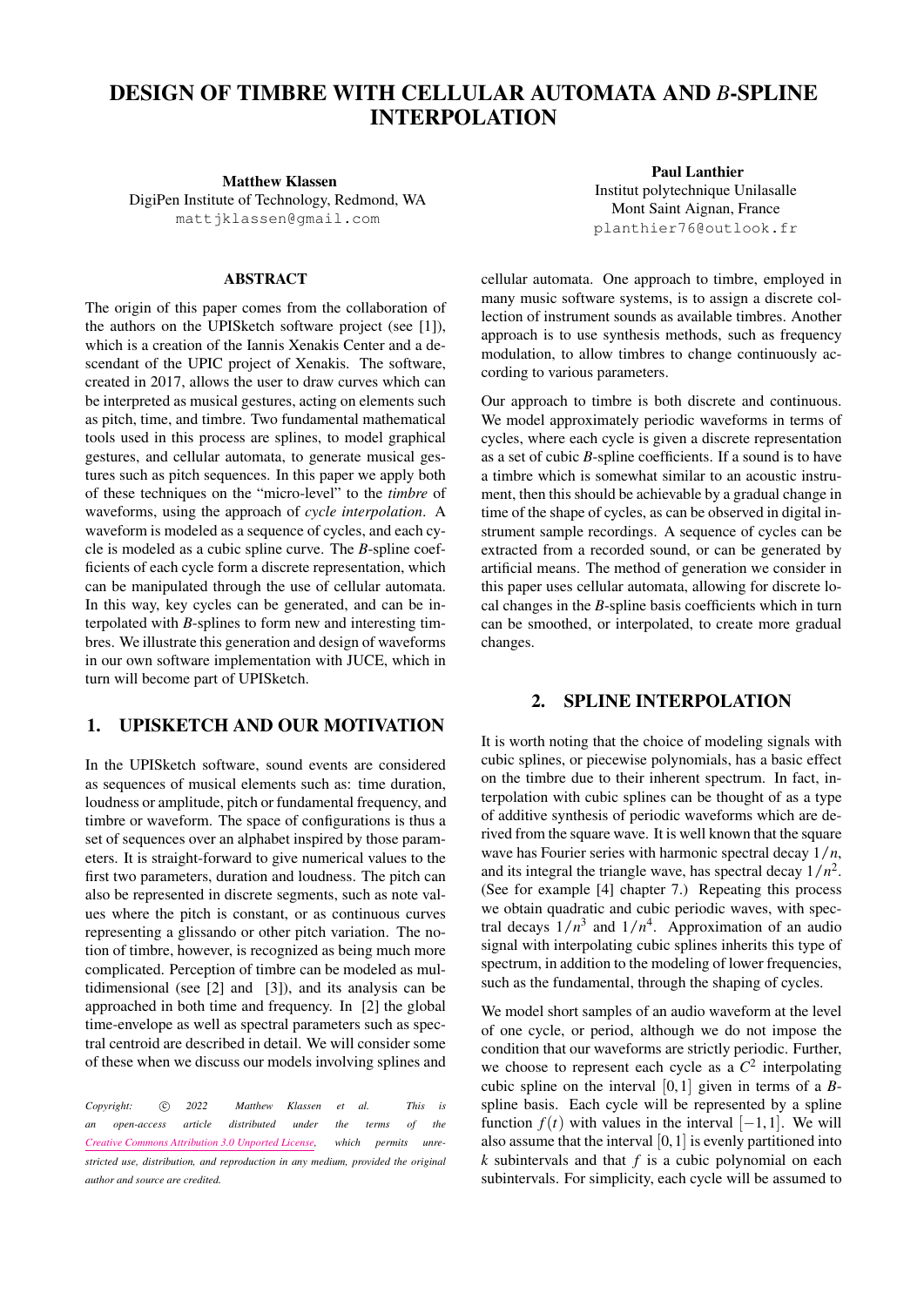# DESIGN OF TIMBRE WITH CELLULAR AUTOMATA AND *B*-SPLINE INTERPOLATION

**Matthew Klassen**
DigiPen Institute of Technology, Redmond, WA
mattjklassen@gmail.com

**Paul Lanthier**
Institut polytechnique Unilasalle
Mont Saint Aignan, France
planthier76@outlook.fr

## ABSTRACT

The origin of this paper comes from the collaboration of the authors on the UPISketch software project (see [1]), which is a creation of the Iannis Xenakis Center and a descendant of the UPIC project of Xenakis. The software, created in 2017, allows the user to draw curves which can be interpreted as musical gestures, acting on elements such as pitch, time, and timbre. Two fundamental mathematical tools used in this process are splines, to model graphical gestures, and cellular automata, to generate musical gestures such as pitch sequences. In this paper we apply both of these techniques on the "micro-level" to the *timbre* of waveforms, using the approach of *cycle interpolation*. A waveform is modeled as a sequence of cycles, and each cycle is modeled as a cubic spline curve. The *B*-spline coefficients of each cycle form a discrete representation, which can be manipulated through the use of cellular automata. In this way, key cycles can be generated, and can be interpolated with *B*-splines to form new and interesting timbres. We illustrate this generation and design of waveforms in our own software implementation with JUCE, which in turn will become part of UPISketch.

## 1. UPISKETCH AND OUR MOTIVATION

In the UPISketch software, sound events are considered as sequences of musical elements such as: time duration, loudness or amplitude, pitch or fundamental frequency, and timbre or waveform. The space of configurations is thus a set of sequences over an alphabet inspired by those parameters. It is straight-forward to give numerical values to the first two parameters, duration and loudness. The pitch can also be represented in discrete segments, such as note values where the pitch is constant, or as continuous curves representing a glissando or other pitch variation. The notion of timbre, however, is recognized as being much more complicated. Perception of timbre can be modeled as multidimensional (see [2] and [3]), and its analysis can be approached in both time and frequency. In [2] the global time-envelope as well as spectral parameters such as spectral centroid are described in detail. We will consider some of these when we discuss our models involving splines and cellular automata. One approach to timbre, employed in many music software systems, is to assign a discrete collection of instrument sounds as available timbres. Another approach is to use synthesis methods, such as frequency modulation, to allow timbres to change continuously according to various parameters.

Our approach to timbre is both discrete and continuous. We model approximately periodic waveforms in terms of cycles, where each cycle is given a discrete representation as a set of cubic *B*-spline coefficients. If a sound is to have a timbre which is somewhat similar to an acoustic instrument, then this should be achievable by a gradual change in time of the shape of cycles, as can be observed in digital instrument sample recordings. A sequence of cycles can be extracted from a recorded sound, or can be generated by artificial means. The method of generation we consider in this paper uses cellular automata, allowing for discrete local changes in the *B*-spline basis coefficients which in turn can be smoothed, or interpolated, to create more gradual changes.

*Copyright: © 2022 Matthew Klassen et al. This is an open-access article distributed under the terms of the Creative Commons Attribution 3.0 Unported License, which permits unrestricted use, distribution, and reproduction in any medium, provided the original author and source are credited.*

## 2. SPLINE INTERPOLATION

It is worth noting that the choice of modeling signals with cubic splines, or piecewise polynomials, has a basic effect on the timbre due to their inherent spectrum. In fact, interpolation with cubic splines can be thought of as a type of additive synthesis of periodic waveforms which are derived from the square wave. It is well known that the square wave has Fourier series with harmonic spectral decay $1/n$, and its integral the triangle wave, has spectral decay $1/n^2$. (See for example [4] chapter 7.) Repeating this process we obtain quadratic and cubic periodic waves, with spectral decays $1/n^3$ and $1/n^4$. Approximation of an audio signal with interpolating cubic splines inherits this type of spectrum, in addition to the modeling of lower frequencies, such as the fundamental, through the shaping of cycles.

We model short samples of an audio waveform at the level of one cycle, or period, although we do not impose the condition that our waveforms are strictly periodic. Further, we choose to represent each cycle as a $C^2$ interpolating cubic spline on the interval $[0,1]$ given in terms of a *B*-spline basis. Each cycle will be represented by a spline function $f(t)$ with values in the interval $[-1,1]$. We will also assume that the interval $[0,1]$ is evenly partitioned into $k$ subintervals and that $f$ is a cubic polynomial on each subintervals. For simplicity, each cycle will be assumed to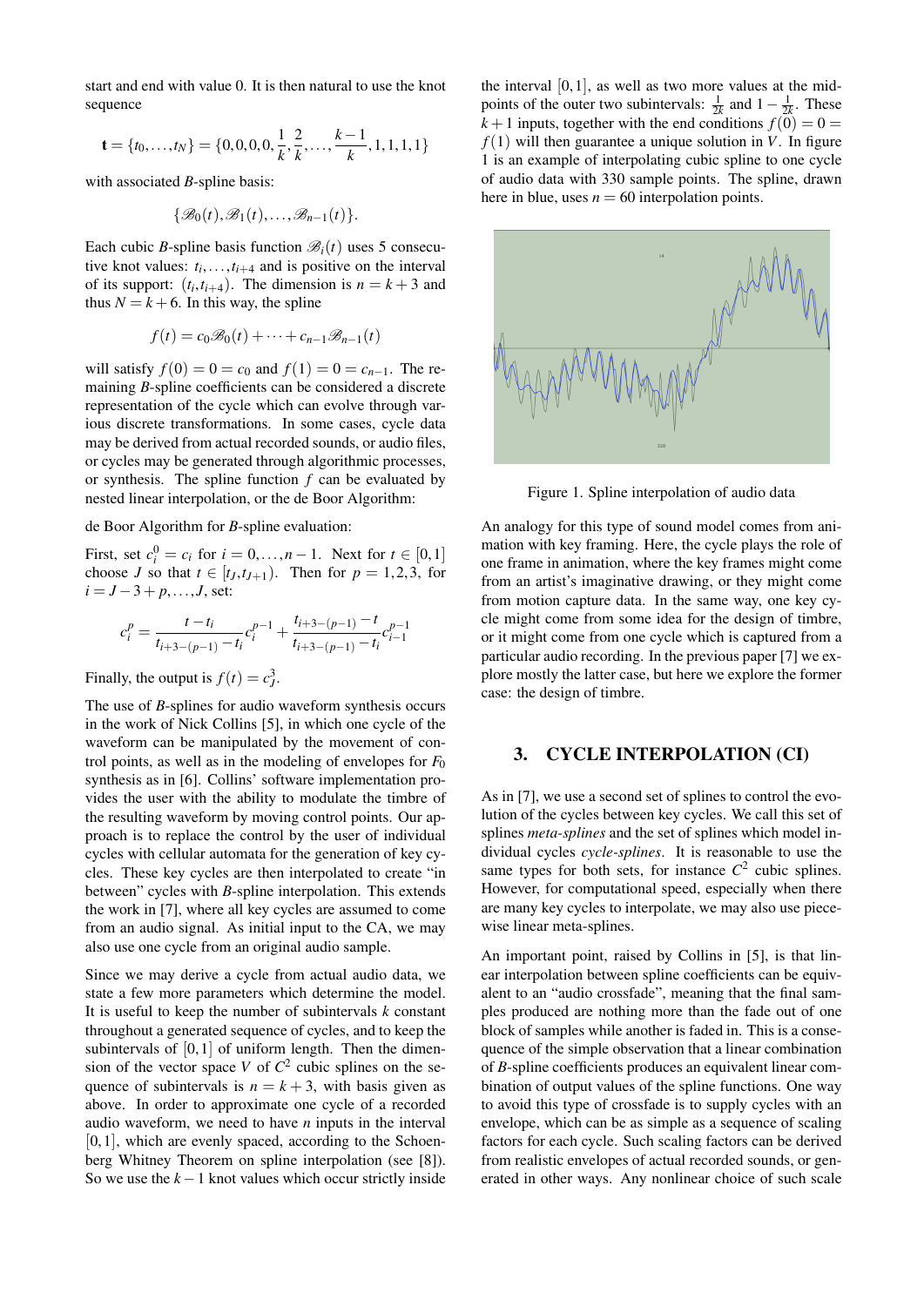start and end with value 0. It is then natural to use the knot sequence

$$\mathbf{t} = \{t_0, \ldots, t_N\} = \{0, 0, 0, 0, \frac{1}{k}, \frac{2}{k}, \ldots, \frac{k-1}{k}, 1, 1, 1, 1\}$$

with associated *B*-spline basis:

$$\{\mathscr{B}_0(t), \mathscr{B}_1(t), \ldots, \mathscr{B}_{n-1}(t)\}.$$

Each cubic *B*-spline basis function $\mathscr{B}_i(t)$ uses 5 consecutive knot values: $t_i, \ldots, t_{i+4}$ and is positive on the interval of its support: $(t_i, t_{i+4})$. The dimension is $n = k+3$ and thus $N = k+6$. In this way, the spline

$$f(t) = c_0 \mathscr{B}_0(t) + \cdots + c_{n-1} \mathscr{B}_{n-1}(t)$$

will satisfy $f(0) = 0 = c_0$ and $f(1) = 0 = c_{n-1}$. The remaining *B*-spline coefficients can be considered a discrete representation of the cycle which can evolve through various discrete transformations. In some cases, cycle data may be derived from actual recorded sounds, or audio files, or cycles may be generated through algorithmic processes, or synthesis. The spline function $f$ can be evaluated by nested linear interpolation, or the de Boor Algorithm:

de Boor Algorithm for *B*-spline evaluation:

First, set $c_i^0 = c_i$ for $i = 0, \ldots, n-1$. Next for $t \in [0,1]$ choose $J$ so that $t \in [t_J, t_{J+1})$. Then for $p = 1, 2, 3$, for $i = J-3+p, \ldots, J$, set:

$$c_i^p = \frac{t - t_i}{t_{i+3-(p-1)} - t_i} c_i^{p-1} + \frac{t_{i+3-(p-1)} - t}{t_{i+3-(p-1)} - t_i} c_{i-1}^{p-1}$$

Finally, the output is $f(t) = c_J^3$.

The use of *B*-splines for audio waveform synthesis occurs in the work of Nick Collins [5], in which one cycle of the waveform can be manipulated by the movement of control points, as well as in the modeling of envelopes for $F_0$ synthesis as in [6]. Collins' software implementation provides the user with the ability to modulate the timbre of the resulting waveform by moving control points. Our approach is to replace the control by the user of individual cycles with cellular automata for the generation of key cycles. These key cycles are then interpolated to create "in between" cycles with *B*-spline interpolation. This extends the work in [7], where all key cycles are assumed to come from an audio signal. As initial input to the CA, we may also use one cycle from an original audio sample.

Since we may derive a cycle from actual audio data, we state a few more parameters which determine the model. It is useful to keep the number of subintervals $k$ constant throughout a generated sequence of cycles, and to keep the subintervals of $[0,1]$ of uniform length. Then the dimension of the vector space $V$ of $C^2$ cubic splines on the sequence of subintervals is $n = k+3$, with basis given as above. In order to approximate one cycle of a recorded audio waveform, we need to have $n$ inputs in the interval $[0,1]$, which are evenly spaced, according to the Schoenberg Whitney Theorem on spline interpolation (see [8]). So we use the $k-1$ knot values which occur strictly inside the interval $[0,1]$, as well as two more values at the midpoints of the outer two subintervals: $\frac{1}{2k}$ and $1 - \frac{1}{2k}$. These $k+1$ inputs, together with the end conditions $f(0) = 0 = f(1)$ will then guarantee a unique solution in $V$. In figure 1 is an example of interpolating cubic spline to one cycle of audio data with 330 sample points. The spline, drawn here in blue, uses $n = 60$ interpolation points.

Figure 1. Spline interpolation of audio data

An analogy for this type of sound model comes from animation with key framing. Here, the cycle plays the role of one frame in animation, where the key frames might come from an artist's imaginative drawing, or they might come from motion capture data. In the same way, one key cycle might come from some idea for the design of timbre, or it might come from one cycle which is captured from a particular audio recording. In the previous paper [7] we explore mostly the latter case, but here we explore the former case: the design of timbre.

## 3. CYCLE INTERPOLATION (CI)

As in [7], we use a second set of splines to control the evolution of the cycles between key cycles. We call this set of splines *meta-splines* and the set of splines which model individual cycles *cycle-splines*. It is reasonable to use the same types for both sets, for instance $C^2$ cubic splines. However, for computational speed, especially when there are many key cycles to interpolate, we may also use piecewise linear meta-splines.

An important point, raised by Collins in [5], is that linear interpolation between spline coefficients can be equivalent to an "audio crossfade", meaning that the final samples produced are nothing more than the fade out of one block of samples while another is faded in. This is a consequence of the simple observation that a linear combination of *B*-spline coefficients produces an equivalent linear combination of output values of the spline functions. One way to avoid this type of crossfade is to supply cycles with an envelope, which can be as simple as a sequence of scaling factors for each cycle. Such scaling factors can be derived from realistic envelopes of actual recorded sounds, or generated in other ways. Any nonlinear choice of such scale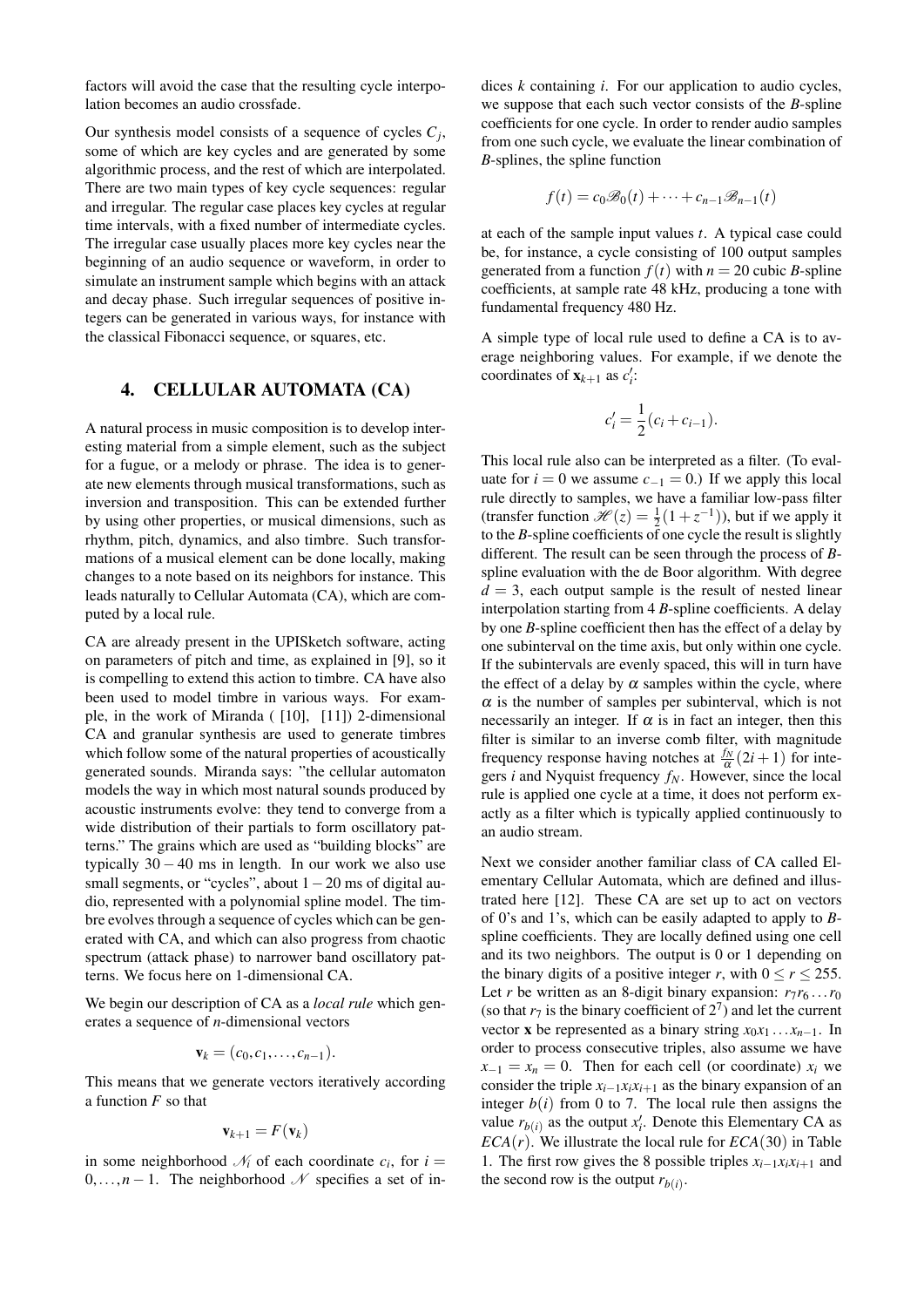factors will avoid the case that the resulting cycle interpolation becomes an audio crossfade.

Our synthesis model consists of a sequence of cycles $C_j$, some of which are key cycles and are generated by some algorithmic process, and the rest of which are interpolated. There are two main types of key cycle sequences: regular and irregular. The regular case places key cycles at regular time intervals, with a fixed number of intermediate cycles. The irregular case usually places more key cycles near the beginning of an audio sequence or waveform, in order to simulate an instrument sample which begins with an attack and decay phase. Such irregular sequences of positive integers can be generated in various ways, for instance with the classical Fibonacci sequence, or squares, etc.

## 4. CELLULAR AUTOMATA (CA)

A natural process in music composition is to develop interesting material from a simple element, such as the subject for a fugue, or a melody or phrase. The idea is to generate new elements through musical transformations, such as inversion and transposition. This can be extended further by using other properties, or musical dimensions, such as rhythm, pitch, dynamics, and also timbre. Such transformations of a musical element can be done locally, making changes to a note based on its neighbors for instance. This leads naturally to Cellular Automata (CA), which are computed by a local rule.

CA are already present in the UPISketch software, acting on parameters of pitch and time, as explained in [9], so it is compelling to extend this action to timbre. CA have also been used to model timbre in various ways. For example, in the work of Miranda ( [10], [11]) 2-dimensional CA and granular synthesis are used to generate timbres which follow some of the natural properties of acoustically generated sounds. Miranda says: "the cellular automaton models the way in which most natural sounds produced by acoustic instruments evolve: they tend to converge from a wide distribution of their partials to form oscillatory patterns." The grains which are used as "building blocks" are typically $30-40$ ms in length. In our work we also use small segments, or "cycles", about $1-20$ ms of digital audio, represented with a polynomial spline model. The timbre evolves through a sequence of cycles which can be generated with CA, and which can also progress from chaotic spectrum (attack phase) to narrower band oscillatory patterns. We focus here on 1-dimensional CA.

We begin our description of CA as a *local rule* which generates a sequence of $n$-dimensional vectors

$$\mathbf{v}_k = (c_0, c_1, \ldots, c_{n-1}).$$

This means that we generate vectors iteratively according a function $F$ so that

$$\mathbf{v}_{k+1} = F(\mathbf{v}_k)$$

in some neighborhood $\mathcal{N}_i$ of each coordinate $c_i$, for $i = 0, \ldots, n-1$. The neighborhood $\mathcal{N}$ specifies a set of indices $k$ containing $i$. For our application to audio cycles, we suppose that each such vector consists of the $B$-spline coefficients for one cycle. In order to render audio samples from one such cycle, we evaluate the linear combination of $B$-splines, the spline function

$$f(t) = c_0\mathscr{B}_0(t) + \cdots + c_{n-1}\mathscr{B}_{n-1}(t)$$

at each of the sample input values $t$. A typical case could be, for instance, a cycle consisting of 100 output samples generated from a function $f(t)$ with $n = 20$ cubic $B$-spline coefficients, at sample rate 48 kHz, producing a tone with fundamental frequency 480 Hz.

A simple type of local rule used to define a CA is to average neighboring values. For example, if we denote the coordinates of $\mathbf{x}_{k+1}$ as $c'_i$:

$$c'_i = \frac{1}{2}(c_i + c_{i-1}).$$

This local rule also can be interpreted as a filter. (To evaluate for $i = 0$ we assume $c_{-1} = 0$.) If we apply this local rule directly to samples, we have a familiar low-pass filter (transfer function $\mathscr{H}(z) = \frac{1}{2}(1 + z^{-1})$), but if we apply it to the $B$-spline coefficients of one cycle the result is slightly different. The result can be seen through the process of $B$-spline evaluation with the de Boor algorithm. With degree $d = 3$, each output sample is the result of nested linear interpolation starting from 4 $B$-spline coefficients. A delay by one $B$-spline coefficient then has the effect of a delay by one subinterval on the time axis, but only within one cycle. If the subintervals are evenly spaced, this will in turn have the effect of a delay by $\alpha$ samples within the cycle, where $\alpha$ is the number of samples per subinterval, which is not necessarily an integer. If $\alpha$ is in fact an integer, then this filter is similar to an inverse comb filter, with magnitude frequency response having notches at $\frac{f_N}{\alpha}(2i + 1)$ for integers $i$ and Nyquist frequency $f_N$. However, since the local rule is applied one cycle at a time, it does not perform exactly as a filter which is typically applied continuously to an audio stream.

Next we consider another familiar class of CA called Elementary Cellular Automata, which are defined and illustrated here [12]. These CA are set up to act on vectors of 0's and 1's, which can be easily adapted to apply to $B$-spline coefficients. They are locally defined using one cell and its two neighbors. The output is 0 or 1 depending on the binary digits of a positive integer $r$, with $0 \leq r \leq 255$. Let $r$ be written as an 8-digit binary expansion: $r_7 r_6 \ldots r_0$ (so that $r_7$ is the binary coefficient of $2^7$) and let the current vector $\mathbf{x}$ be represented as a binary string $x_0 x_1 \ldots x_{n-1}$. In order to process consecutive triples, also assume we have $x_{-1} = x_n = 0$. Then for each cell (or coordinate) $x_i$ we consider the triple $x_{i-1}x_i x_{i+1}$ as the binary expansion of an integer $b(i)$ from 0 to 7. The local rule then assigns the value $r_{b(i)}$ as the output $x'_i$. Denote this Elementary CA as $ECA(r)$. We illustrate the local rule for $ECA(30)$ in Table 1. The first row gives the 8 possible triples $x_{i-1}x_i x_{i+1}$ and the second row is the output $r_{b(i)}$.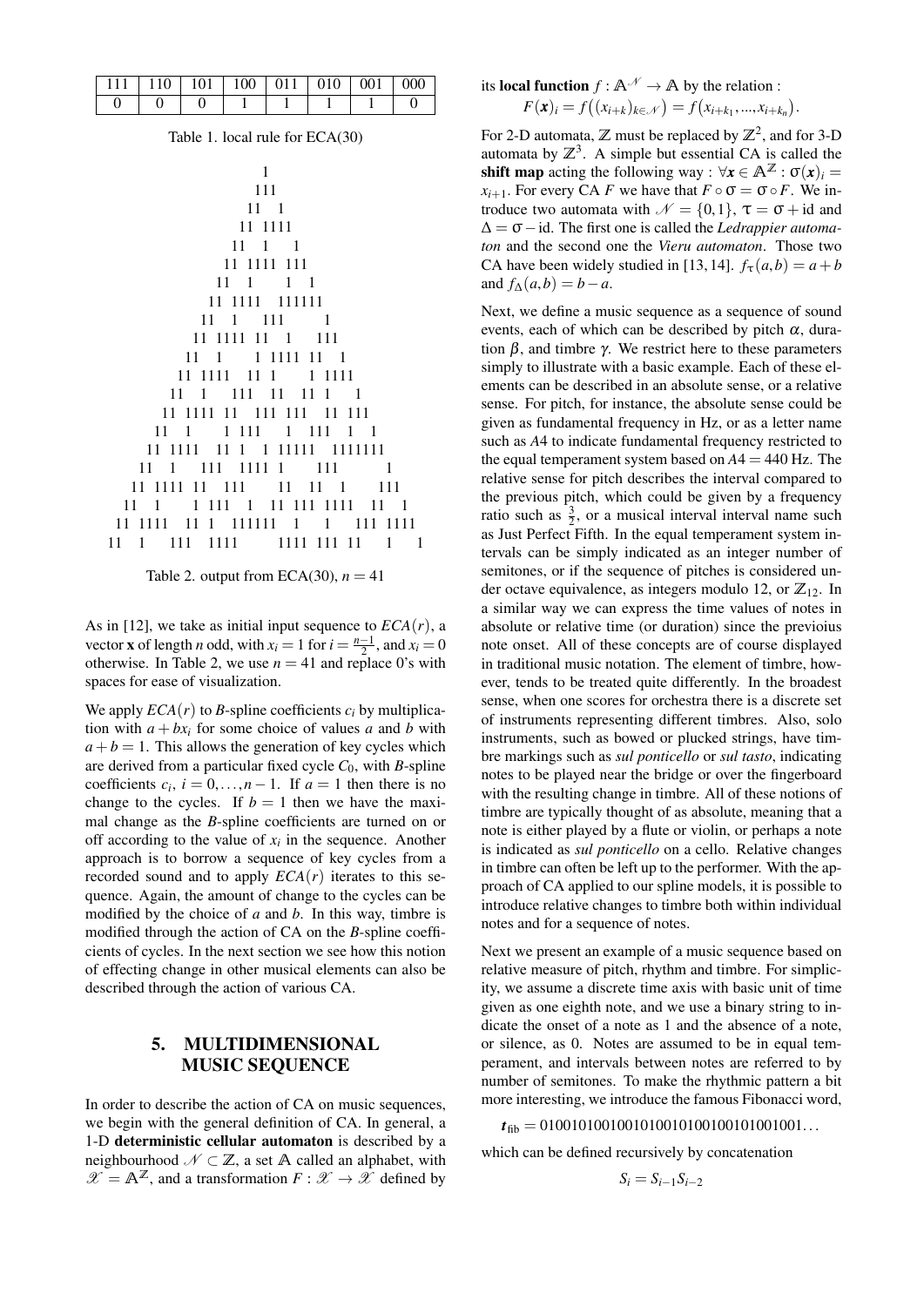| 111 | 110 | 101 | 100 | 011 | 010 | 001 | 000 |
|---|---|---|---|---|---|---|---|
| 0 | 0 | 0 | 1 | 1 | 1 | 1 | 0 |

Table 1. local rule for ECA(30)

```
                    1
                   111
                  11  1
                 11 1111
                11  1   1
               11 1111 111
              11  1    1  1
             11 1111  111111
            11  1   111     1
           11 1111 11  1   111
          11  1    1 1111 11  1
         11 1111  11 1    1 1111
        11  1   111  11  11 1    1
       11 1111 11  111 111  11 111
      11  1    1 111   1  111  1  1
     11 1111  11 1  1 11111  1111111
    11  1   111  1111 1    111      1
   11 1111 11  111    11  11  1    111
  11  1    1 111  1  11 111 1111  11  1
 11 1111  11 1  111111  1   1   111 1111
11  1   111  1111       1111 111 11   1   1
```

Table 2. output from ECA(30), $n = 41$

As in [12], we take as initial input sequence to $ECA(r)$, a vector $\mathbf{x}$ of length $n$ odd, with $x_i = 1$ for $i = \frac{n-1}{2}$, and $x_i = 0$ otherwise. In Table 2, we use $n = 41$ and replace 0's with spaces for ease of visualization.

We apply $ECA(r)$ to $B$-spline coefficients $c_i$ by multiplication with $a + bx_i$ for some choice of values $a$ and $b$ with $a + b = 1$. This allows the generation of key cycles which are derived from a particular fixed cycle $C_0$, with $B$-spline coefficients $c_i$, $i = 0, \ldots, n-1$. If $a = 1$ then there is no change to the cycles. If $b = 1$ then we have the maximal change as the $B$-spline coefficients are turned on or off according to the value of $x_i$ in the sequence. Another approach is to borrow a sequence of key cycles from a recorded sound and to apply $ECA(r)$ iterates to this sequence. Again, the amount of change to the cycles can be modified by the choice of $a$ and $b$. In this way, timbre is modified through the action of CA on the $B$-spline coefficients of cycles. In the next section we see how this notion of effecting change in other musical elements can also be described through the action of various CA.

## 5. MULTIDIMENSIONAL MUSIC SEQUENCE

In order to describe the action of CA on music sequences, we begin with the general definition of CA. In general, a 1-D **deterministic cellular automaton** is described by a neighbourhood $\mathscr{N} \subset \mathbb{Z}$, a set $\mathbb{A}$ called an alphabet, with $\mathscr{X} = \mathbb{A}^{\mathbb{Z}}$, and a transformation $F : \mathscr{X} \to \mathscr{X}$ defined by its **local function** $f : \mathbb{A}^{\mathscr{N}} \to \mathbb{A}$ by the relation :

$$F(\boldsymbol{x})_i = f\big((x_{i+k})_{k \in \mathscr{N}}\big) = f\big(x_{i+k_1}, \ldots, x_{i+k_n}\big).$$

For 2-D automata, $\mathbb{Z}$ must be replaced by $\mathbb{Z}^2$, and for 3-D automata by $\mathbb{Z}^3$. A simple but essential CA is called the **shift map** acting the following way : $\forall \boldsymbol{x} \in \mathbb{A}^{\mathbb{Z}} : \sigma(\boldsymbol{x})_i = x_{i+1}$. For every CA $F$ we have that $F \circ \sigma = \sigma \circ F$. We introduce two automata with $\mathscr{N} = \{0, 1\}$, $\tau = \sigma + \mathrm{id}$ and $\Delta = \sigma - \mathrm{id}$. The first one is called the *Ledrappier automaton* and the second one the *Vieru automaton*. Those two CA have been widely studied in [13, 14]. $f_\tau(a, b) = a + b$ and $f_\Delta(a, b) = b - a$.

Next, we define a music sequence as a sequence of sound events, each of which can be described by pitch $\alpha$, duration $\beta$, and timbre $\gamma$. We restrict here to these parameters simply to illustrate with a basic example. Each of these elements can be described in an absolute sense, or a relative sense. For pitch, for instance, the absolute sense could be given as fundamental frequency in Hz, or as a letter name such as $A4$ to indicate fundamental frequency restricted to the equal temperament system based on $A4 = 440$ Hz. The relative sense for pitch describes the interval compared to the previous pitch, which could be given by a frequency ratio such as $\frac{3}{2}$, or a musical interval interval name such as Just Perfect Fifth. In the equal temperament system intervals can be simply indicated as an integer number of semitones, or if the sequence of pitches is considered under octave equivalence, as integers modulo 12, or $\mathbb{Z}_{12}$. In a similar way we can express the time values of notes in absolute or relative time (or duration) since the previoius note onset. All of these concepts are of course displayed in traditional music notation. The element of timbre, however, tends to be treated quite differently. In the broadest sense, when one scores for orchestra there is a discrete set of instruments representing different timbres. Also, solo instruments, such as bowed or plucked strings, have timbre markings such as *sul ponticello* or *sul tasto*, indicating notes to be played near the bridge or over the fingerboard with the resulting change in timbre. All of these notions of timbre are typically thought of as absolute, meaning that a note is either played by a flute or violin, or perhaps a note is indicated as *sul ponticello* on a cello. Relative changes in timbre can often be left up to the performer. With the approach of CA applied to our spline models, it is possible to introduce relative changes to timbre both within individual notes and for a sequence of notes.

Next we present an example of a music sequence based on relative measure of pitch, rhythm and timbre. For simplicity, we assume a discrete time axis with basic unit of time given as one eighth note, and we use a binary string to indicate the onset of a note as 1 and the absence of a note, or silence, as 0. Notes are assumed to be in equal temperament, and intervals between notes are referred to by number of semitones. To make the rhythmic pattern a bit more interesting, we introduce the famous Fibonacci word,

$$\boldsymbol{t}_{\mathrm{fib}} = 0100101001001010010100100101001001\ldots$$

which can be defined recursively by concatenation

$$S_i = S_{i-1} S_{i-2}$$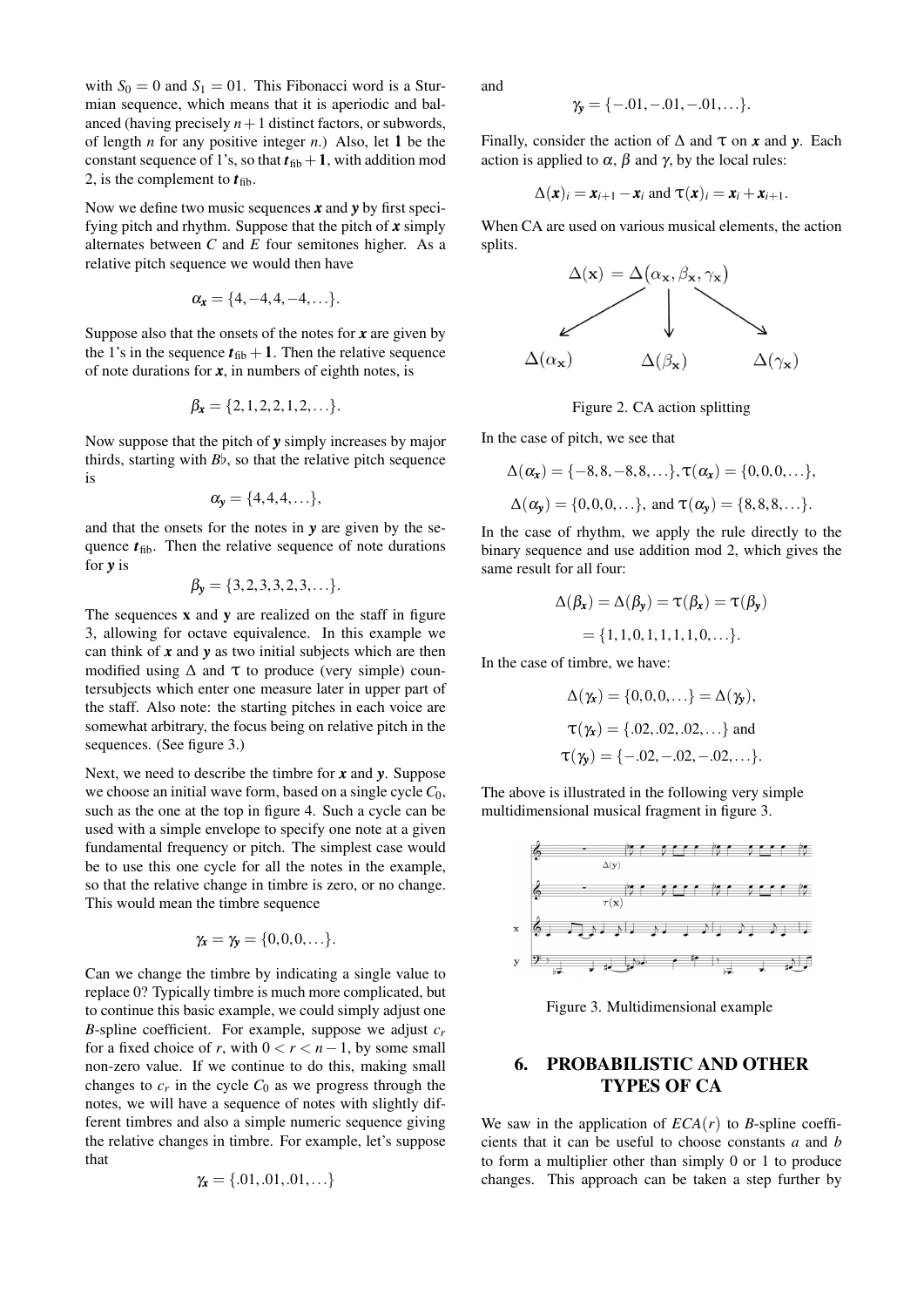with $S_0 = 0$ and $S_1 = 01$. This Fibonacci word is a Sturmian sequence, which means that it is aperiodic and balanced (having precisely $n+1$ distinct factors, or subwords, of length $n$ for any positive integer $n$.) Also, let $\mathbf{1}$ be the constant sequence of 1's, so that $\boldsymbol{t}_{\text{fib}} + \mathbf{1}$, with addition mod 2, is the complement to $\boldsymbol{t}_{\text{fib}}$.

Now we define two music sequences $\boldsymbol{x}$ and $\boldsymbol{y}$ by first specifying pitch and rhythm. Suppose that the pitch of $\boldsymbol{x}$ simply alternates between $C$ and $E$ four semitones higher. As a relative pitch sequence we would then have

$$\alpha_{\boldsymbol{x}} = \{4, -4, 4, -4, \ldots\}.$$

Suppose also that the onsets of the notes for $\boldsymbol{x}$ are given by the 1's in the sequence $\boldsymbol{t}_{\text{fib}} + \mathbf{1}$. Then the relative sequence of note durations for $\boldsymbol{x}$, in numbers of eighth notes, is

$$\beta_{\boldsymbol{x}} = \{2, 1, 2, 2, 1, 2, \ldots\}.$$

Now suppose that the pitch of $\boldsymbol{y}$ simply increases by major thirds, starting with $B\flat$, so that the relative pitch sequence is

$$\alpha_{\boldsymbol{y}} = \{4, 4, 4, \ldots\},$$

and that the onsets for the notes in $\boldsymbol{y}$ are given by the sequence $\boldsymbol{t}_{\text{fib}}$. Then the relative sequence of note durations for $\boldsymbol{y}$ is

$$\beta_{\boldsymbol{y}} = \{3, 2, 3, 3, 2, 3, \ldots\}.$$

The sequences $\mathbf{x}$ and $\mathbf{y}$ are realized on the staff in figure 3, allowing for octave equivalence. In this example we can think of $\boldsymbol{x}$ and $\boldsymbol{y}$ as two initial subjects which are then modified using $\Delta$ and $\tau$ to produce (very simple) countersubjects which enter one measure later in upper part of the staff. Also note: the starting pitches in each voice are somewhat arbitrary, the focus being on relative pitch in the sequences. (See figure 3.)

Next, we need to describe the timbre for $\boldsymbol{x}$ and $\boldsymbol{y}$. Suppose we choose an initial wave form, based on a single cycle $C_0$, such as the one at the top in figure 4. Such a cycle can be used with a simple envelope to specify one note at a given fundamental frequency or pitch. The simplest case would be to use this one cycle for all the notes in the example, so that the relative change in timbre is zero, or no change. This would mean the timbre sequence

$$\gamma_{\boldsymbol{x}} = \gamma_{\boldsymbol{y}} = \{0, 0, 0, \ldots\}.$$

Can we change the timbre by indicating a single value to replace 0? Typically timbre is much more complicated, but to continue this basic example, we could simply adjust one *B*-spline coefficient. For example, suppose we adjust $c_r$ for a fixed choice of $r$, with $0 < r < n-1$, by some small non-zero value. If we continue to do this, making small changes to $c_r$ in the cycle $C_0$ as we progress through the notes, we will have a sequence of notes with slightly different timbres and also a simple numeric sequence giving the relative changes in timbre. For example, let's suppose that

$$\gamma_{\boldsymbol{x}} = \{.01, .01, .01, \ldots\}$$

and

$$\gamma_{\boldsymbol{y}} = \{-.01, -.01, -.01, \ldots\}.$$

Finally, consider the action of $\Delta$ and $\tau$ on $\boldsymbol{x}$ and $\boldsymbol{y}$. Each action is applied to $\alpha$, $\beta$ and $\gamma$, by the local rules:

$$\Delta(\boldsymbol{x})_i = \boldsymbol{x}_{i+1} - \boldsymbol{x}_i \text{ and } \tau(\boldsymbol{x})_i = \boldsymbol{x}_i + \boldsymbol{x}_{i+1}.$$

When CA are used on various musical elements, the action splits.

$$\Delta(\mathbf{x}) = \Delta(\alpha_{\mathbf{x}}, \beta_{\mathbf{x}}, \gamma_{\mathbf{x}})$$

$$\Delta(\alpha_{\mathbf{x}}) \qquad \Delta(\beta_{\mathbf{x}}) \qquad \Delta(\gamma_{\mathbf{x}})$$

Figure 2. CA action splitting

In the case of pitch, we see that

$$\Delta(\alpha_{\boldsymbol{x}}) = \{-8, 8, -8, 8, \ldots\}, \tau(\alpha_{\boldsymbol{x}}) = \{0, 0, 0, \ldots\},$$

$$\Delta(\alpha_{\boldsymbol{y}}) = \{0, 0, 0, \ldots\}, \text{ and } \tau(\alpha_{\boldsymbol{y}}) = \{8, 8, 8, \ldots\}.$$

In the case of rhythm, we apply the rule directly to the binary sequence and use addition mod 2, which gives the same result for all four:

$$\Delta(\beta_{\boldsymbol{x}}) = \Delta(\beta_{\boldsymbol{y}}) = \tau(\beta_{\boldsymbol{x}}) = \tau(\beta_{\boldsymbol{y}})$$

$$= \{1, 1, 0, 1, 1, 1, 1, 0, \ldots\}.$$

In the case of timbre, we have:

$$\Delta(\gamma_{\boldsymbol{x}}) = \{0, 0, 0, \ldots\} = \Delta(\gamma_{\boldsymbol{y}}),$$

$$\tau(\gamma_{\boldsymbol{x}}) = \{.02, .02, .02, \ldots\} \text{ and}$$

$$\tau(\gamma_{\boldsymbol{y}}) = \{-.02, -.02, -.02, \ldots\}.$$

The above is illustrated in the following very simple multidimensional musical fragment in figure 3.

Figure 3. Multidimensional example

## 6. PROBABILISTIC AND OTHER TYPES OF CA

We saw in the application of $ECA(r)$ to *B*-spline coefficients that it can be useful to choose constants $a$ and $b$ to form a multiplier other than simply 0 or 1 to produce changes. This approach can be taken a step further by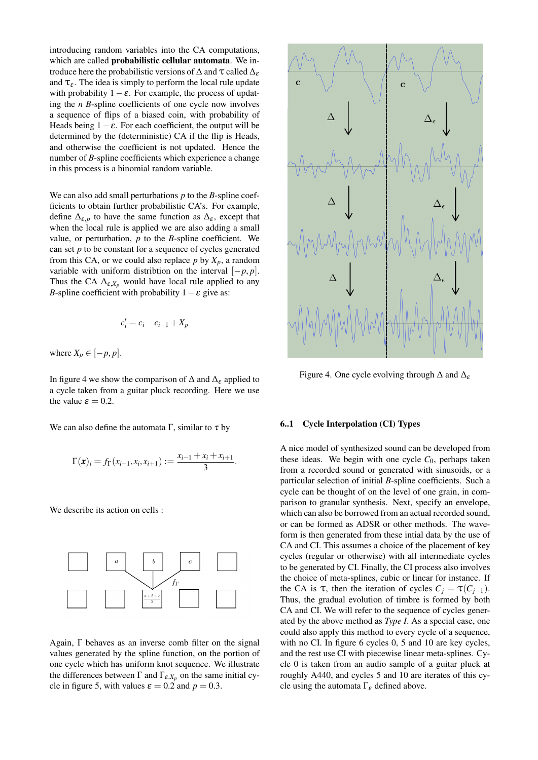introducing random variables into the CA computations, which are called **probabilistic cellular automata**. We introduce here the probabilistic versions of $\Delta$ and $\tau$ called $\Delta_\varepsilon$ and $\tau_\varepsilon$. The idea is simply to perform the local rule update with probability $1-\varepsilon$. For example, the process of updating the $n$ $B$-spline coefficients of one cycle now involves a sequence of flips of a biased coin, with probability of Heads being $1-\varepsilon$. For each coefficient, the output will be determined by the (deterministic) CA if the flip is Heads, and otherwise the coefficient is not updated. Hence the number of $B$-spline coefficients which experience a change in this process is a binomial random variable.

We can also add small perturbations $p$ to the $B$-spline coefficients to obtain further probabilistic CA's. For example, define $\Delta_{\varepsilon,p}$ to have the same function as $\Delta_\varepsilon$, except that when the local rule is applied we are also adding a small value, or perturbation, $p$ to the $B$-spline coefficient. We can set $p$ to be constant for a sequence of cycles generated from this CA, or we could also replace $p$ by $X_p$, a random variable with uniform distribution on the interval $[-p,p]$. Thus the CA $\Delta_{\varepsilon,X_p}$ would have local rule applied to any $B$-spline coefficient with probability $1-\varepsilon$ give as:

$$c_i' = c_i - c_{i-1} + X_p$$

where $X_p \in [-p,p]$.

In figure 4 we show the comparison of $\Delta$ and $\Delta_\varepsilon$ applied to a cycle taken from a guitar pluck recording. Here we use the value $\varepsilon = 0.2$.

We can also define the automata $\Gamma$, similar to $\tau$ by

$$\Gamma(\boldsymbol{x})_i = f_\Gamma(x_{i-1}, x_i, x_{i+1}) := \frac{x_{i-1}+x_i+x_{i+1}}{3}.$$

We describe its action on cells :

Again, $\Gamma$ behaves as an inverse comb filter on the signal values generated by the spline function, on the portion of one cycle which has uniform knot sequence. We illustrate the differences between $\Gamma$ and $\Gamma_{\varepsilon,X_p}$ on the same initial cycle in figure 5, with values $\varepsilon = 0.2$ and $p = 0.3$.

Figure 4. One cycle evolving through $\Delta$ and $\Delta_\varepsilon$

### 6..1 Cycle Interpolation (CI) Types

A nice model of synthesized sound can be developed from these ideas. We begin with one cycle $C_0$, perhaps taken from a recorded sound or generated with sinusoids, or a particular selection of initial $B$-spline coefficients. Such a cycle can be thought of on the level of one grain, in comparison to granular synthesis. Next, specify an envelope, which can also be borrowed from an actual recorded sound, or can be formed as ADSR or other methods. The waveform is then generated from these intial data by the use of CA and CI. This assumes a choice of the placement of key cycles (regular or otherwise) with all intermediate cycles to be generated by CI. Finally, the CI process also involves the choice of meta-splines, cubic or linear for instance. If the CA is $\tau$, then the iteration of cycles $C_j = \tau(C_{j-1})$. Thus, the gradual evolution of timbre is formed by both CA and CI. We will refer to the sequence of cycles generated by the above method as *Type I*. As a special case, one could also apply this method to every cycle of a sequence, with no CI. In figure 6 cycles 0, 5 and 10 are key cycles, and the rest use CI with piecewise linear meta-splines. Cycle 0 is taken from an audio sample of a guitar pluck at roughly A440, and cycles 5 and 10 are iterates of this cycle using the automata $\Gamma_\varepsilon$ defined above.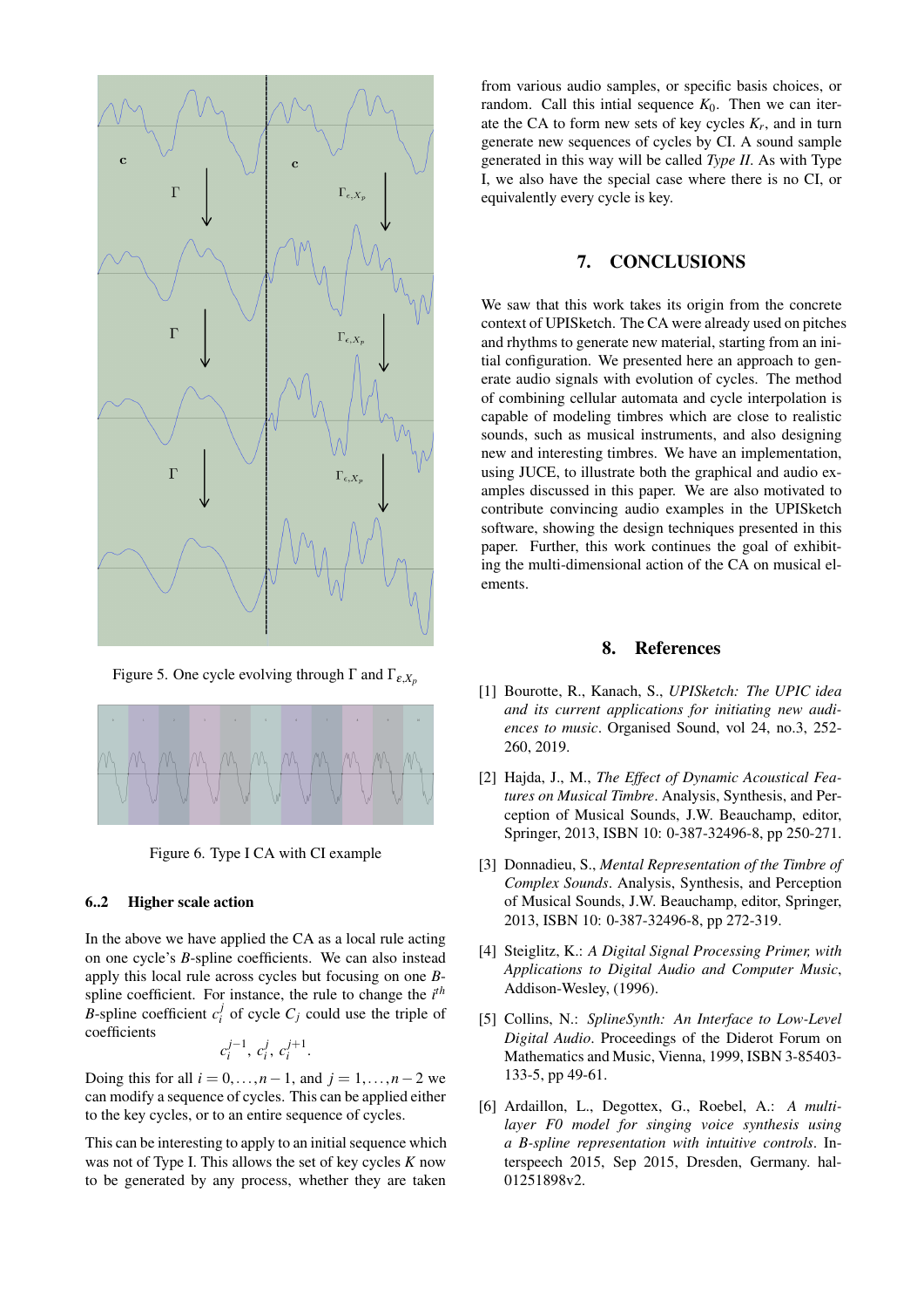Figure 5. One cycle evolving through $\Gamma$ and $\Gamma_{\varepsilon,X_p}$

Figure 6. Type I CA with CI example

### 6..2 Higher scale action

In the above we have applied the CA as a local rule acting on one cycle's *B*-spline coefficients. We can also instead apply this local rule across cycles but focusing on one *B*-spline coefficient. For instance, the rule to change the $i^{th}$ *B*-spline coefficient $c_i^j$ of cycle $C_j$ could use the triple of coefficients

$$c_i^{j-1},\ c_i^j,\ c_i^{j+1}.$$

Doing this for all $i = 0, \ldots, n-1$, and $j = 1, \ldots, n-2$ we can modify a sequence of cycles. This can be applied either to the key cycles, or to an entire sequence of cycles.

This can be interesting to apply to an initial sequence which was not of Type I. This allows the set of key cycles $K$ now to be generated by any process, whether they are taken from various audio samples, or specific basis choices, or random. Call this intial sequence $K_0$. Then we can iterate the CA to form new sets of key cycles $K_r$, and in turn generate new sequences of cycles by CI. A sound sample generated in this way will be called *Type II*. As with Type I, we also have the special case where there is no CI, or equivalently every cycle is key.

## 7. CONCLUSIONS

We saw that this work takes its origin from the concrete context of UPISketch. The CA were already used on pitches and rhythms to generate new material, starting from an initial configuration. We presented here an approach to generate audio signals with evolution of cycles. The method of combining cellular automata and cycle interpolation is capable of modeling timbres which are close to realistic sounds, such as musical instruments, and also designing new and interesting timbres. We have an implementation, using JUCE, to illustrate both the graphical and audio examples discussed in this paper. We are also motivated to contribute convincing audio examples in the UPISketch software, showing the design techniques presented in this paper. Further, this work continues the goal of exhibiting the multi-dimensional action of the CA on musical elements.

## 8. References

[1] Bourotte, R., Kanach, S., *UPISketch: The UPIC idea and its current applications for initiating new audiences to music*. Organised Sound, vol 24, no.3, 252-260, 2019.

[2] Hajda, J., M., *The Effect of Dynamic Acoustical Features on Musical Timbre*. Analysis, Synthesis, and Perception of Musical Sounds, J.W. Beauchamp, editor, Springer, 2013, ISBN 10: 0-387-32496-8, pp 250-271.

[3] Donnadieu, S., *Mental Representation of the Timbre of Complex Sounds*. Analysis, Synthesis, and Perception of Musical Sounds, J.W. Beauchamp, editor, Springer, 2013, ISBN 10: 0-387-32496-8, pp 272-319.

[4] Steiglitz, K.: *A Digital Signal Processing Primer, with Applications to Digital Audio and Computer Music*, Addison-Wesley, (1996).

[5] Collins, N.: *SplineSynth: An Interface to Low-Level Digital Audio*. Proceedings of the Diderot Forum on Mathematics and Music, Vienna, 1999, ISBN 3-85403-133-5, pp 49-61.

[6] Ardaillon, L., Degottex, G., Roebel, A.: *A multi-layer F0 model for singing voice synthesis using a B-spline representation with intuitive controls*. Interspeech 2015, Sep 2015, Dresden, Germany. hal-01251898v2.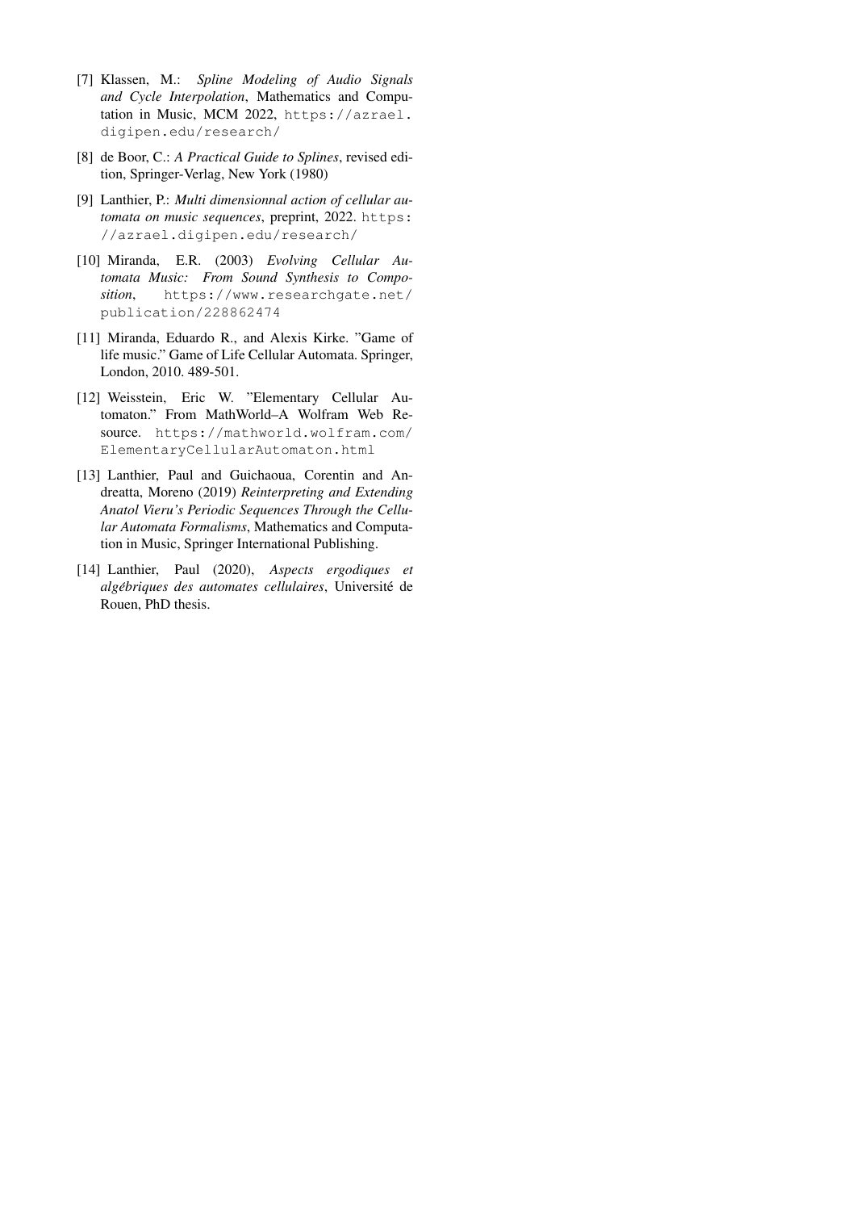[7] Klassen, M.: *Spline Modeling of Audio Signals and Cycle Interpolation*, Mathematics and Computation in Music, MCM 2022, https://azrael.digipen.edu/research/

[8] de Boor, C.: *A Practical Guide to Splines*, revised edition, Springer-Verlag, New York (1980)

[9] Lanthier, P.: *Multi dimensionnal action of cellular automata on music sequences*, preprint, 2022. https://azrael.digipen.edu/research/

[10] Miranda, E.R. (2003) *Evolving Cellular Automata Music: From Sound Synthesis to Composition*, https://www.researchgate.net/publication/228862474

[11] Miranda, Eduardo R., and Alexis Kirke. "Game of life music." Game of Life Cellular Automata. Springer, London, 2010. 489-501.

[12] Weisstein, Eric W. "Elementary Cellular Automaton." From MathWorld–A Wolfram Web Resource. https://mathworld.wolfram.com/ElementaryCellularAutomaton.html

[13] Lanthier, Paul and Guichaoua, Corentin and Andreatta, Moreno (2019) *Reinterpreting and Extending Anatol Vieru's Periodic Sequences Through the Cellular Automata Formalisms*, Mathematics and Computation in Music, Springer International Publishing.

[14] Lanthier, Paul (2020), *Aspects ergodiques et algébriques des automates cellulaires*, Université de Rouen, PhD thesis.